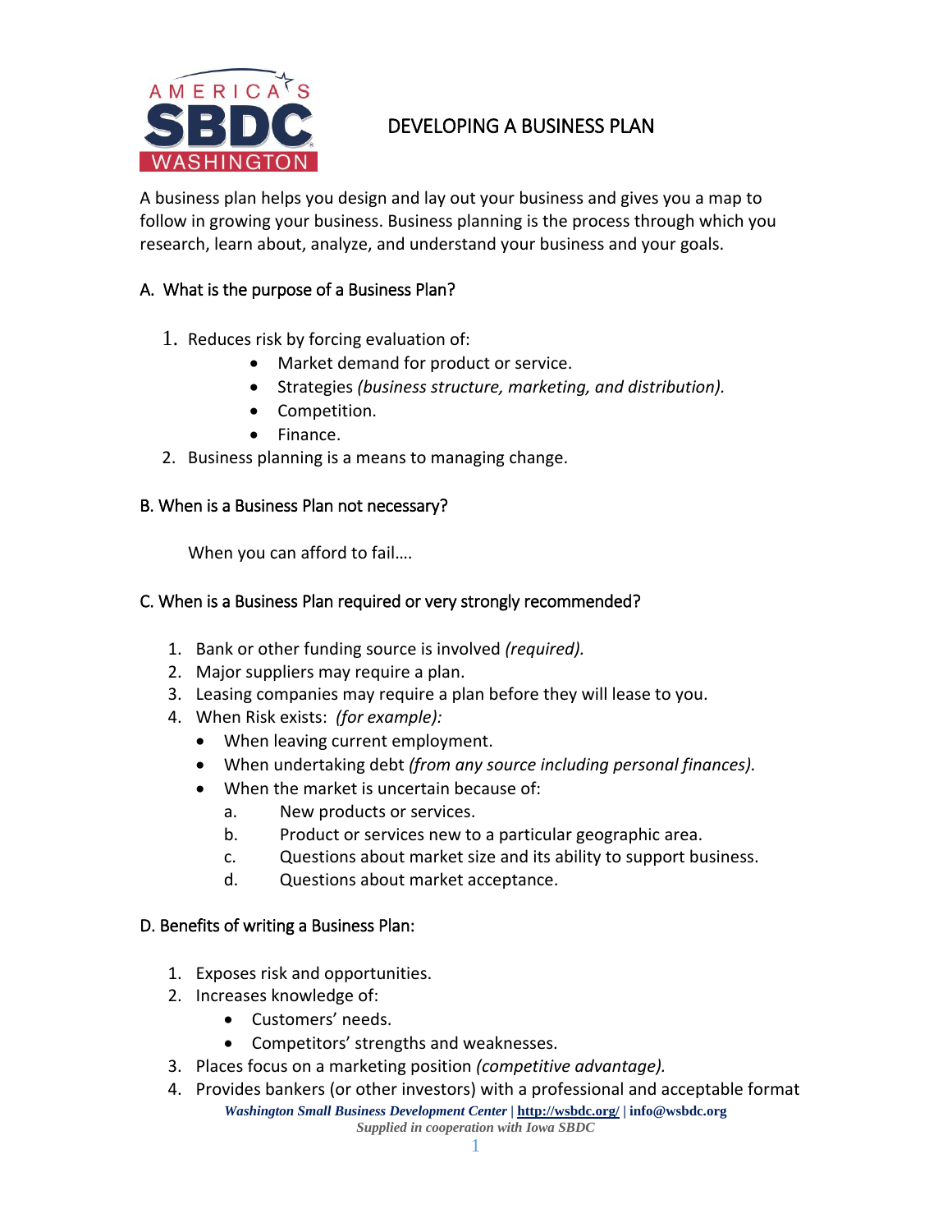# DEVELOPING A BUSINESS PLAN

A business plan helps you design and lay out your business and gives you a map to follow in growing your business. Business planning is the process through which you research, learn about, analyze, and understand your business and your goals.

## A. What is the purpose of a Business Plan?

1. Reduces risk by forcing evaluation of:
   - Market demand for product or service.
   - Strategies *(business structure, marketing, and distribution).*
   - Competition.
   - Finance.
2. Business planning is a means to managing change.

## B. When is a Business Plan not necessary?

When you can afford to fail….

## C. When is a Business Plan required or very strongly recommended?

1. Bank or other funding source is involved *(required).*
2. Major suppliers may require a plan.
3. Leasing companies may require a plan before they will lease to you.
4. When Risk exists: *(for example):*
   - When leaving current employment.
   - When undertaking debt *(from any source including personal finances).*
   - When the market is uncertain because of:
     a. New products or services.
     b. Product or services new to a particular geographic area.
     c. Questions about market size and its ability to support business.
     d. Questions about market acceptance.

## D. Benefits of writing a Business Plan:

1. Exposes risk and opportunities.
2. Increases knowledge of:
   - Customers' needs.
   - Competitors' strengths and weaknesses.
3. Places focus on a marketing position *(competitive advantage).*
4. Provides bankers (or other investors) with a professional and acceptable format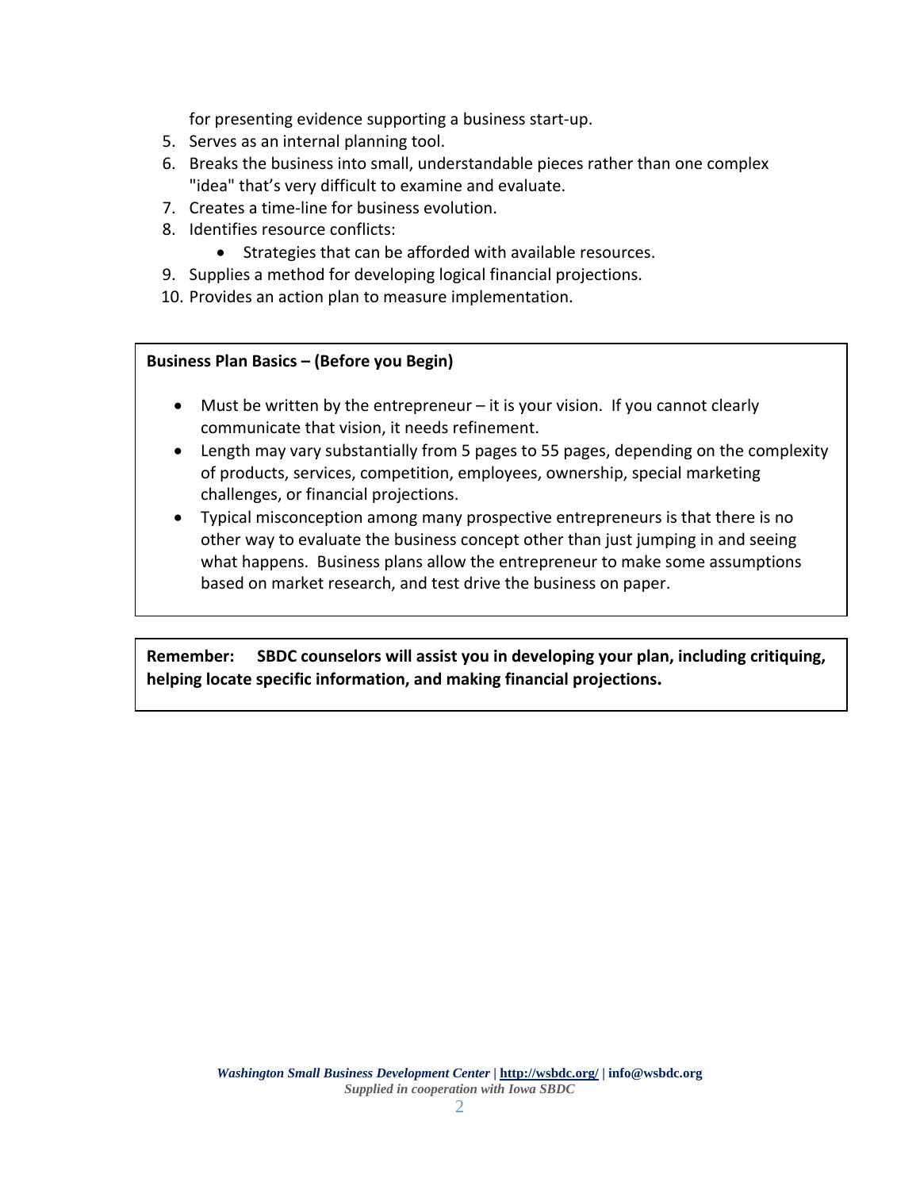for presenting evidence supporting a business start-up.

5. Serves as an internal planning tool.
6. Breaks the business into small, understandable pieces rather than one complex "idea" that's very difficult to examine and evaluate.
7. Creates a time-line for business evolution.
8. Identifies resource conflicts:
    - Strategies that can be afforded with available resources.
9. Supplies a method for developing logical financial projections.
10. Provides an action plan to measure implementation.

**Business Plan Basics – (Before you Begin)**

- Must be written by the entrepreneur – it is your vision. If you cannot clearly communicate that vision, it needs refinement.
- Length may vary substantially from 5 pages to 55 pages, depending on the complexity of products, services, competition, employees, ownership, special marketing challenges, or financial projections.
- Typical misconception among many prospective entrepreneurs is that there is no other way to evaluate the business concept other than just jumping in and seeing what happens. Business plans allow the entrepreneur to make some assumptions based on market research, and test drive the business on paper.

**Remember: SBDC counselors will assist you in developing your plan, including critiquing, helping locate specific information, and making financial projections.**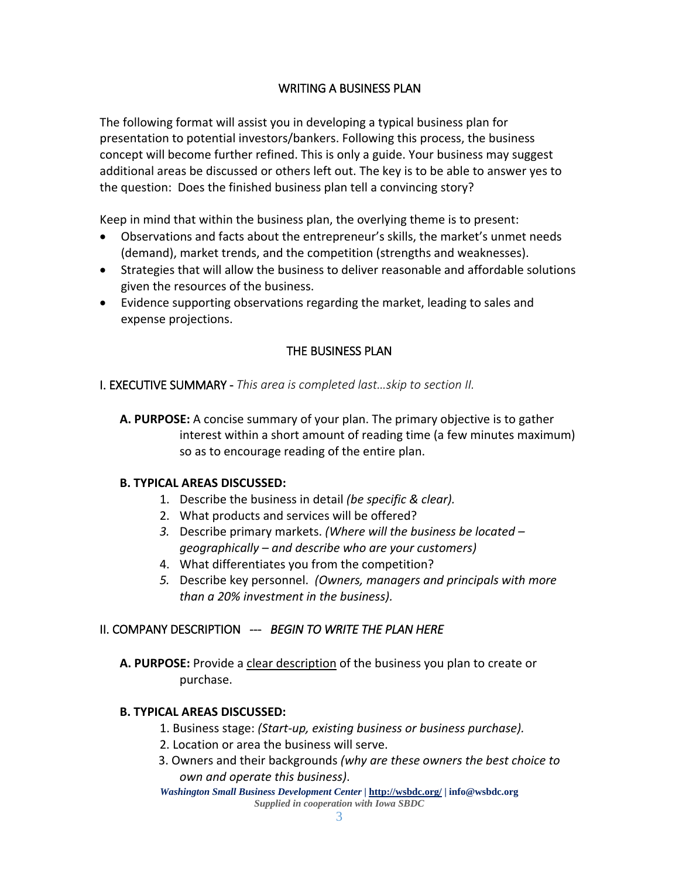# WRITING A BUSINESS PLAN

The following format will assist you in developing a typical business plan for presentation to potential investors/bankers. Following this process, the business concept will become further refined. This is only a guide. Your business may suggest additional areas be discussed or others left out. The key is to be able to answer yes to the question: Does the finished business plan tell a convincing story?

Keep in mind that within the business plan, the overlying theme is to present:

- Observations and facts about the entrepreneur's skills, the market's unmet needs (demand), market trends, and the competition (strengths and weaknesses).
- Strategies that will allow the business to deliver reasonable and affordable solutions given the resources of the business.
- Evidence supporting observations regarding the market, leading to sales and expense projections.

## THE BUSINESS PLAN

### I. EXECUTIVE SUMMARY - *This area is completed last…skip to section II.*

**A. PURPOSE:** A concise summary of your plan. The primary objective is to gather interest within a short amount of reading time (a few minutes maximum) so as to encourage reading of the entire plan.

**B. TYPICAL AREAS DISCUSSED:**

1. Describe the business in detail *(be specific & clear).*
2. What products and services will be offered?
3. Describe primary markets. *(Where will the business be located – geographically – and describe who are your customers)*
4. What differentiates you from the competition?
5. Describe key personnel. *(Owners, managers and principals with more than a 20% investment in the business).*

### II. COMPANY DESCRIPTION --- *BEGIN TO WRITE THE PLAN HERE*

**A. PURPOSE:** Provide a <u>clear description</u> of the business you plan to create or purchase.

**B. TYPICAL AREAS DISCUSSED:**

1. Business stage: *(Start-up, existing business or business purchase).*
2. Location or area the business will serve.
3. Owners and their backgrounds *(why are these owners the best choice to own and operate this business)*.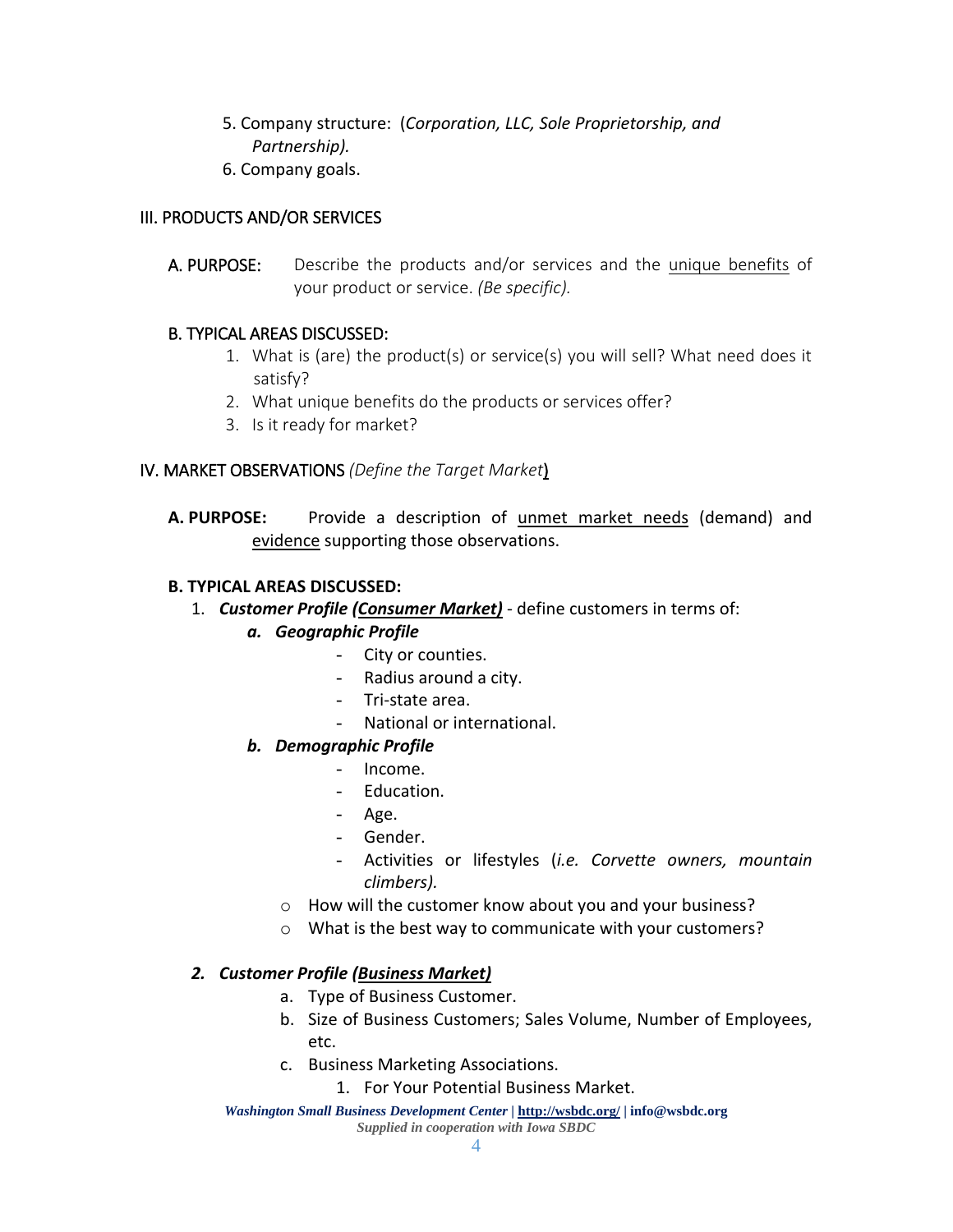5. Company structure: (*Corporation, LLC, Sole Proprietorship, and Partnership).*
6. Company goals.

## III. PRODUCTS AND/OR SERVICES

**A. PURPOSE:** Describe the products and/or services and the unique benefits of your product or service. *(Be specific).*

**B. TYPICAL AREAS DISCUSSED:**

1. What is (are) the product(s) or service(s) you will sell? What need does it satisfy?
2. What unique benefits do the products or services offer?
3. Is it ready for market?

## IV. MARKET OBSERVATIONS *(Define the Target Market)*

**A. PURPOSE:** Provide a description of unmet market needs (demand) and evidence supporting those observations.

**B. TYPICAL AREAS DISCUSSED:**

1. ***Customer Profile (Consumer Market)*** - define customers in terms of:
   - ***a. Geographic Profile***
     - City or counties.
     - Radius around a city.
     - Tri-state area.
     - National or international.
   - ***b. Demographic Profile***
     - Income.
     - Education.
     - Age.
     - Gender.
     - Activities or lifestyles (*i.e. Corvette owners, mountain climbers).*
   - How will the customer know about you and your business?
   - What is the best way to communicate with your customers?

2. ***Customer Profile (Business Market)***
   - a. Type of Business Customer.
   - b. Size of Business Customers; Sales Volume, Number of Employees, etc.
   - c. Business Marketing Associations.
     1. For Your Potential Business Market.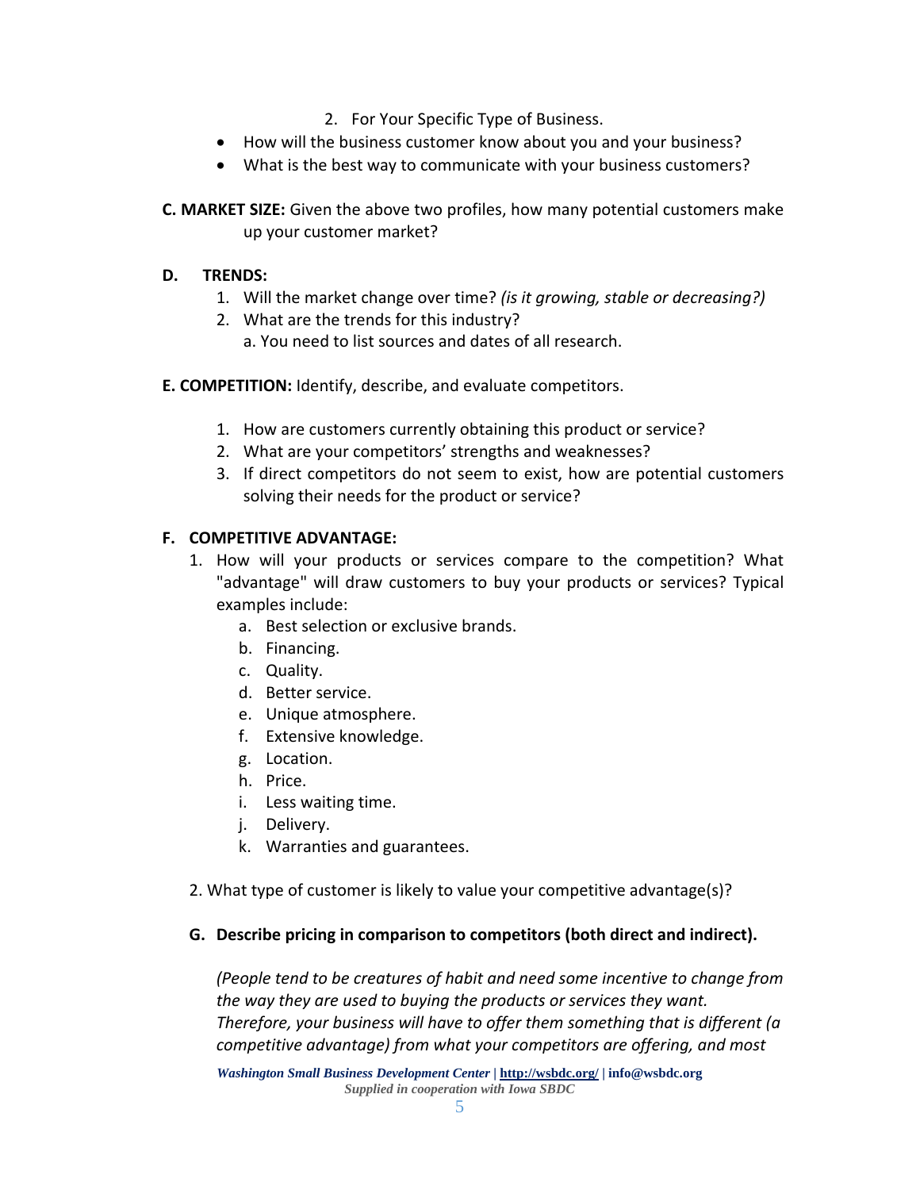2. For Your Specific Type of Business.

- How will the business customer know about you and your business?
- What is the best way to communicate with your business customers?

**C. MARKET SIZE:** Given the above two profiles, how many potential customers make up your customer market?

**D. TRENDS:**

1. Will the market change over time? *(is it growing, stable or decreasing?)*
2. What are the trends for this industry?
   a. You need to list sources and dates of all research.

**E. COMPETITION:** Identify, describe, and evaluate competitors.

1. How are customers currently obtaining this product or service?
2. What are your competitors' strengths and weaknesses?
3. If direct competitors do not seem to exist, how are potential customers solving their needs for the product or service?

**F. COMPETITIVE ADVANTAGE:**

1. How will your products or services compare to the competition? What "advantage" will draw customers to buy your products or services? Typical examples include:
   a. Best selection or exclusive brands.
   b. Financing.
   c. Quality.
   d. Better service.
   e. Unique atmosphere.
   f. Extensive knowledge.
   g. Location.
   h. Price.
   i. Less waiting time.
   j. Delivery.
   k. Warranties and guarantees.

2. What type of customer is likely to value your competitive advantage(s)?

**G. Describe pricing in comparison to competitors (both direct and indirect).**

*(People tend to be creatures of habit and need some incentive to change from the way they are used to buying the products or services they want. Therefore, your business will have to offer them something that is different (a competitive advantage) from what your competitors are offering, and most*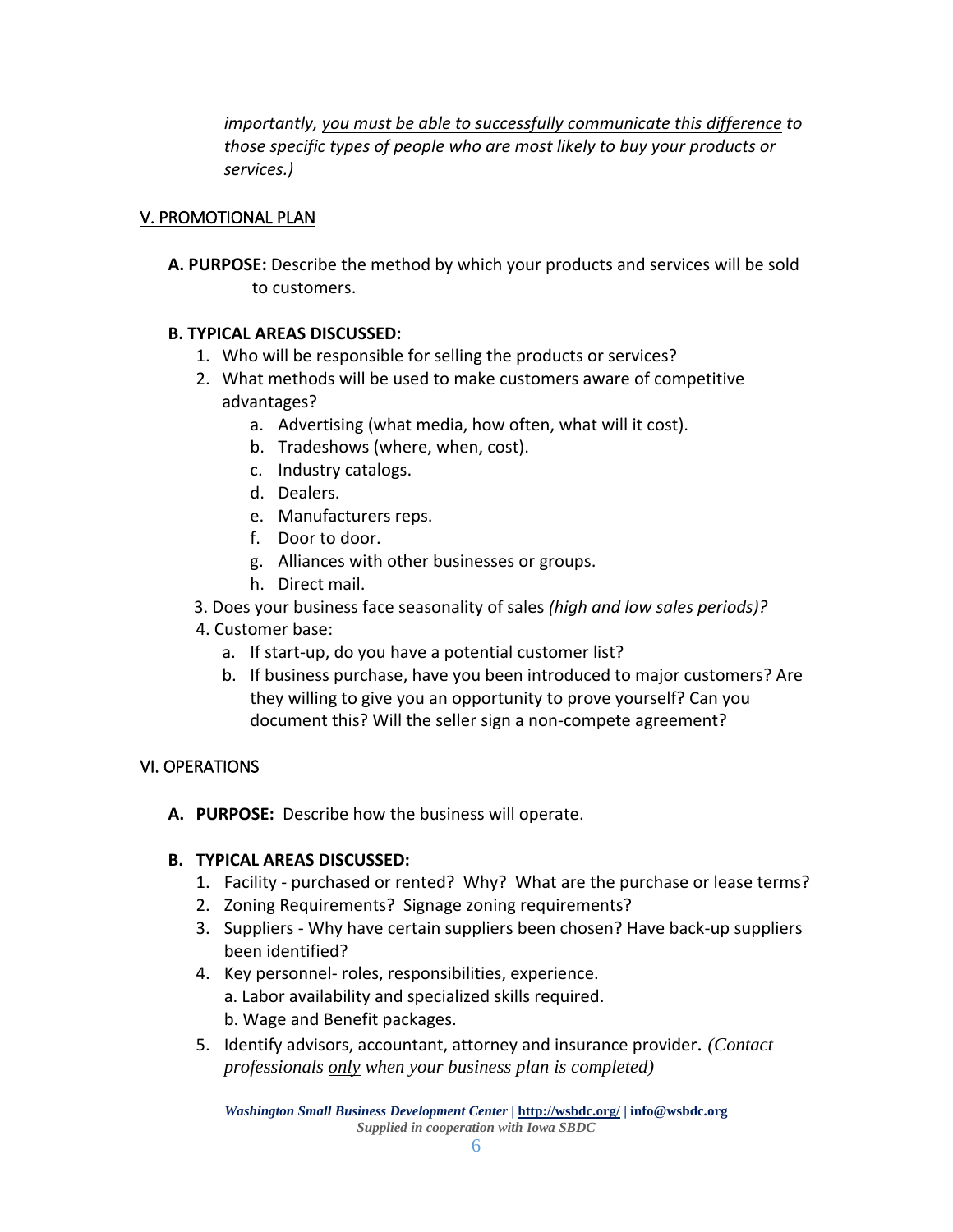*importantly, <u>you must be able to successfully communicate this difference</u> to those specific types of people who are most likely to buy your products or services.)*

## V. PROMOTIONAL PLAN

**A. PURPOSE:** Describe the method by which your products and services will be sold to customers.

**B. TYPICAL AREAS DISCUSSED:**

1. Who will be responsible for selling the products or services?
2. What methods will be used to make customers aware of competitive advantages?
   a. Advertising (what media, how often, what will it cost).
   b. Tradeshows (where, when, cost).
   c. Industry catalogs.
   d. Dealers.
   e. Manufacturers reps.
   f. Door to door.
   g. Alliances with other businesses or groups.
   h. Direct mail.
3. Does your business face seasonality of sales *(high and low sales periods)?*
4. Customer base:
   a. If start-up, do you have a potential customer list?
   b. If business purchase, have you been introduced to major customers? Are they willing to give you an opportunity to prove yourself? Can you document this? Will the seller sign a non-compete agreement?

## VI. OPERATIONS

**A. PURPOSE:** Describe how the business will operate.

**B. TYPICAL AREAS DISCUSSED:**

1. Facility - purchased or rented? Why? What are the purchase or lease terms?
2. Zoning Requirements? Signage zoning requirements?
3. Suppliers - Why have certain suppliers been chosen? Have back-up suppliers been identified?
4. Key personnel- roles, responsibilities, experience.
   a. Labor availability and specialized skills required.
   b. Wage and Benefit packages.
5. Identify advisors, accountant, attorney and insurance provider. *(Contact professionals <u>only</u> when your business plan is completed)*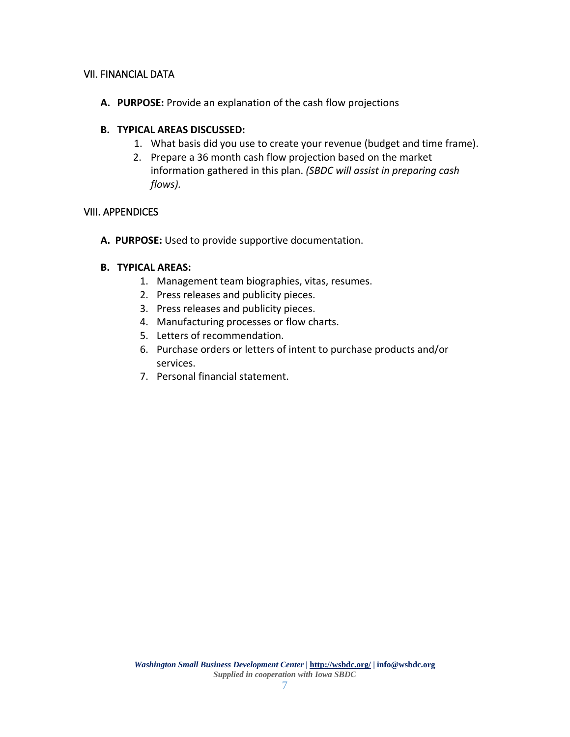## VII. FINANCIAL DATA

**A. PURPOSE:** Provide an explanation of the cash flow projections

**B. TYPICAL AREAS DISCUSSED:**

1. What basis did you use to create your revenue (budget and time frame).
2. Prepare a 36 month cash flow projection based on the market information gathered in this plan. *(SBDC will assist in preparing cash flows).*

## VIII. APPENDICES

**A. PURPOSE:** Used to provide supportive documentation.

**B. TYPICAL AREAS:**

1. Management team biographies, vitas, resumes.
2. Press releases and publicity pieces.
3. Press releases and publicity pieces.
4. Manufacturing processes or flow charts.
5. Letters of recommendation.
6. Purchase orders or letters of intent to purchase products and/or services.
7. Personal financial statement.